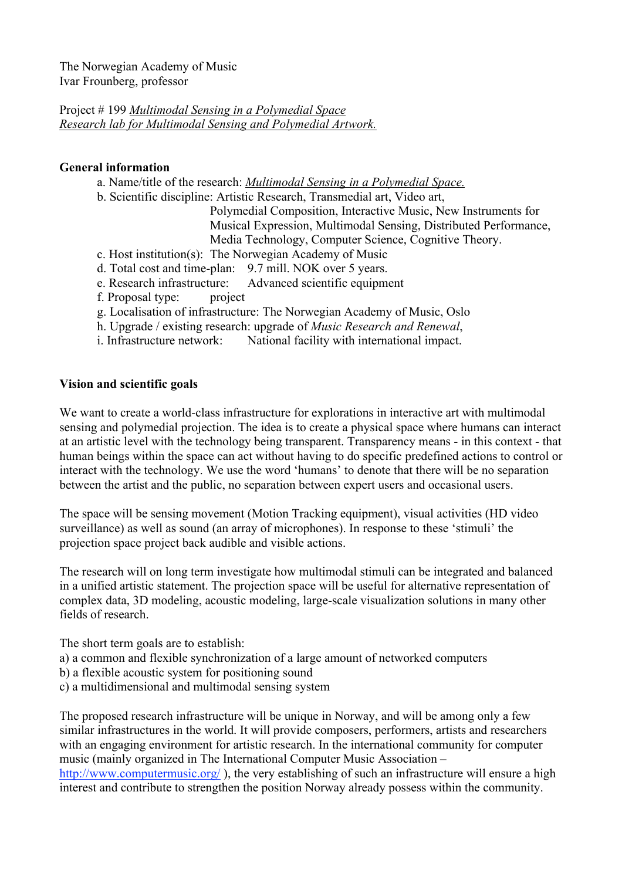The Norwegian Academy of Music
Ivar Frounberg, professor

Project # 199 _Multimodal Sensing in a Polymedial Space_
_Research lab for Multimodal Sensing and Polymedial Artwork._

**General information**

a. Name/title of the research: _Multimodal Sensing in a Polymedial Space._
b. Scientific discipline: Artistic Research, Transmedial art, Video art, Polymedial Composition, Interactive Music, New Instruments for Musical Expression, Multimodal Sensing, Distributed Performance, Media Technology, Computer Science, Cognitive Theory.
c. Host institution(s): The Norwegian Academy of Music
d. Total cost and time-plan: 9.7 mill. NOK over 5 years.
e. Research infrastructure: Advanced scientific equipment
f. Proposal type: project
g. Localisation of infrastructure: The Norwegian Academy of Music, Oslo
h. Upgrade / existing research: upgrade of _Music Research and Renewal_,
i. Infrastructure network: National facility with international impact.

**Vision and scientific goals**

We want to create a world-class infrastructure for explorations in interactive art with multimodal sensing and polymedial projection. The idea is to create a physical space where humans can interact at an artistic level with the technology being transparent. Transparency means - in this context - that human beings within the space can act without having to do specific predefined actions to control or interact with the technology. We use the word 'humans' to denote that there will be no separation between the artist and the public, no separation between expert users and occasional users.

The space will be sensing movement (Motion Tracking equipment), visual activities (HD video surveillance) as well as sound (an array of microphones). In response to these 'stimuli' the projection space project back audible and visible actions.

The research will on long term investigate how multimodal stimuli can be integrated and balanced in a unified artistic statement. The projection space will be useful for alternative representation of complex data, 3D modeling, acoustic modeling, large-scale visualization solutions in many other fields of research.

The short term goals are to establish:
a) a common and flexible synchronization of a large amount of networked computers
b) a flexible acoustic system for positioning sound
c) a multidimensional and multimodal sensing system

The proposed research infrastructure will be unique in Norway, and will be among only a few similar infrastructures in the world. It will provide composers, performers, artists and researchers with an engaging environment for artistic research. In the international community for computer music (mainly organized in The International Computer Music Association – http://www.computermusic.org/ ), the very establishing of such an infrastructure will ensure a high interest and contribute to strengthen the position Norway already possess within the community.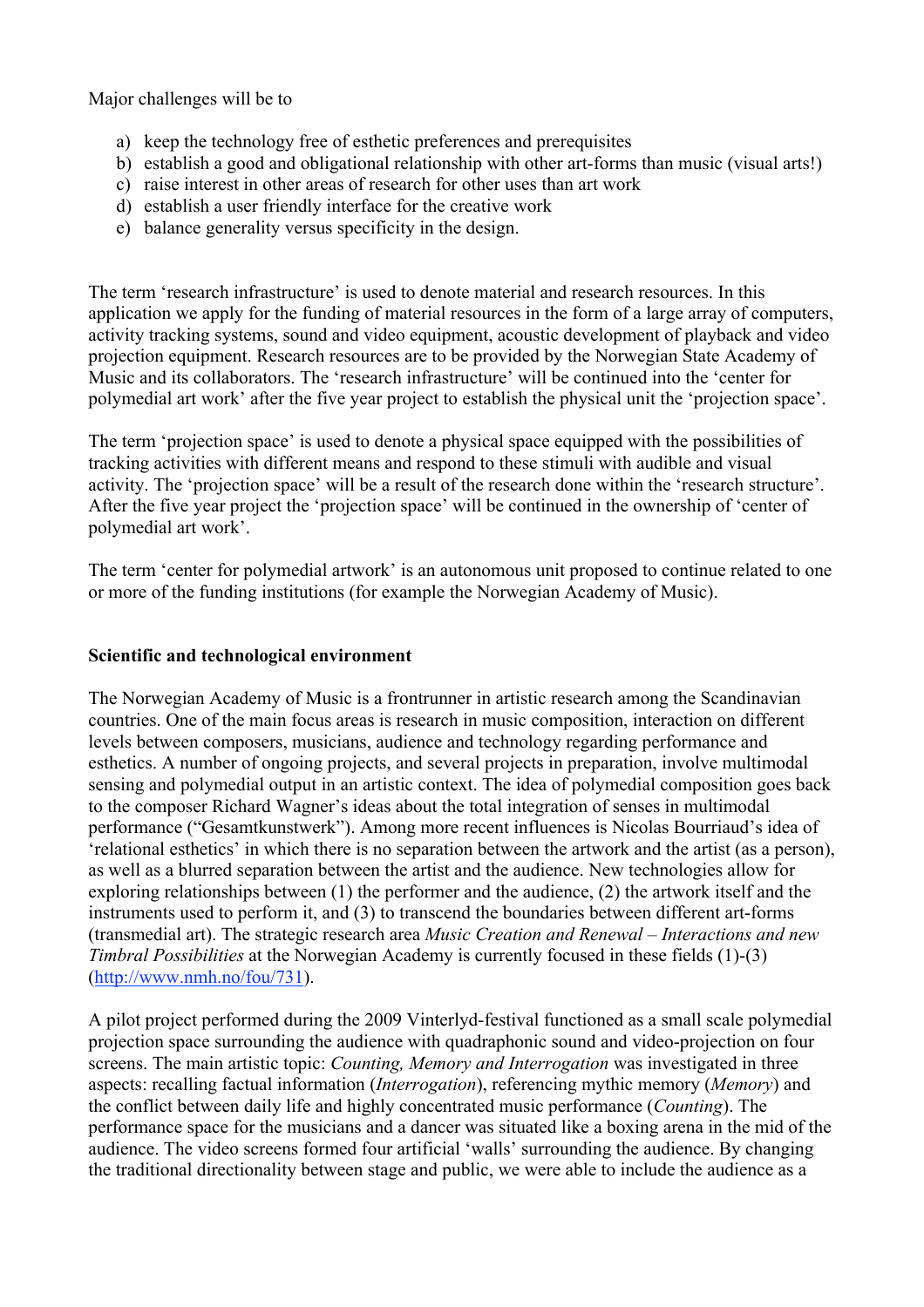Major challenges will be to

a) keep the technology free of esthetic preferences and prerequisites
b) establish a good and obligational relationship with other art-forms than music (visual arts!)
c) raise interest in other areas of research for other uses than art work
d) establish a user friendly interface for the creative work
e) balance generality versus specificity in the design.

The term 'research infrastructure' is used to denote material and research resources. In this application we apply for the funding of material resources in the form of a large array of computers, activity tracking systems, sound and video equipment, acoustic development of playback and video projection equipment. Research resources are to be provided by the Norwegian State Academy of Music and its collaborators. The 'research infrastructure' will be continued into the 'center for polymedial art work' after the five year project to establish the physical unit the 'projection space'.

The term 'projection space' is used to denote a physical space equipped with the possibilities of tracking activities with different means and respond to these stimuli with audible and visual activity. The 'projection space' will be a result of the research done within the 'research structure'. After the five year project the 'projection space' will be continued in the ownership of 'center of polymedial art work'.

The term 'center for polymedial artwork' is an autonomous unit proposed to continue related to one or more of the funding institutions (for example the Norwegian Academy of Music).

**Scientific and technological environment**

The Norwegian Academy of Music is a frontrunner in artistic research among the Scandinavian countries. One of the main focus areas is research in music composition, interaction on different levels between composers, musicians, audience and technology regarding performance and esthetics. A number of ongoing projects, and several projects in preparation, involve multimodal sensing and polymedial output in an artistic context. The idea of polymedial composition goes back to the composer Richard Wagner's ideas about the total integration of senses in multimodal performance ("Gesamtkunstwerk"). Among more recent influences is Nicolas Bourriaud's idea of 'relational esthetics' in which there is no separation between the artwork and the artist (as a person), as well as a blurred separation between the artist and the audience. New technologies allow for exploring relationships between (1) the performer and the audience, (2) the artwork itself and the instruments used to perform it, and (3) to transcend the boundaries between different art-forms (transmedial art). The strategic research area *Music Creation and Renewal – Interactions and new Timbral Possibilities* at the Norwegian Academy is currently focused in these fields (1)-(3) (http://www.nmh.no/fou/731).

A pilot project performed during the 2009 Vinterlyd-festival functioned as a small scale polymedial projection space surrounding the audience with quadraphonic sound and video-projection on four screens. The main artistic topic: *Counting, Memory and Interrogation* was investigated in three aspects: recalling factual information (*Interrogation*), referencing mythic memory (*Memory*) and the conflict between daily life and highly concentrated music performance (*Counting*). The performance space for the musicians and a dancer was situated like a boxing arena in the mid of the audience. The video screens formed four artificial 'walls' surrounding the audience. By changing the traditional directionality between stage and public, we were able to include the audience as a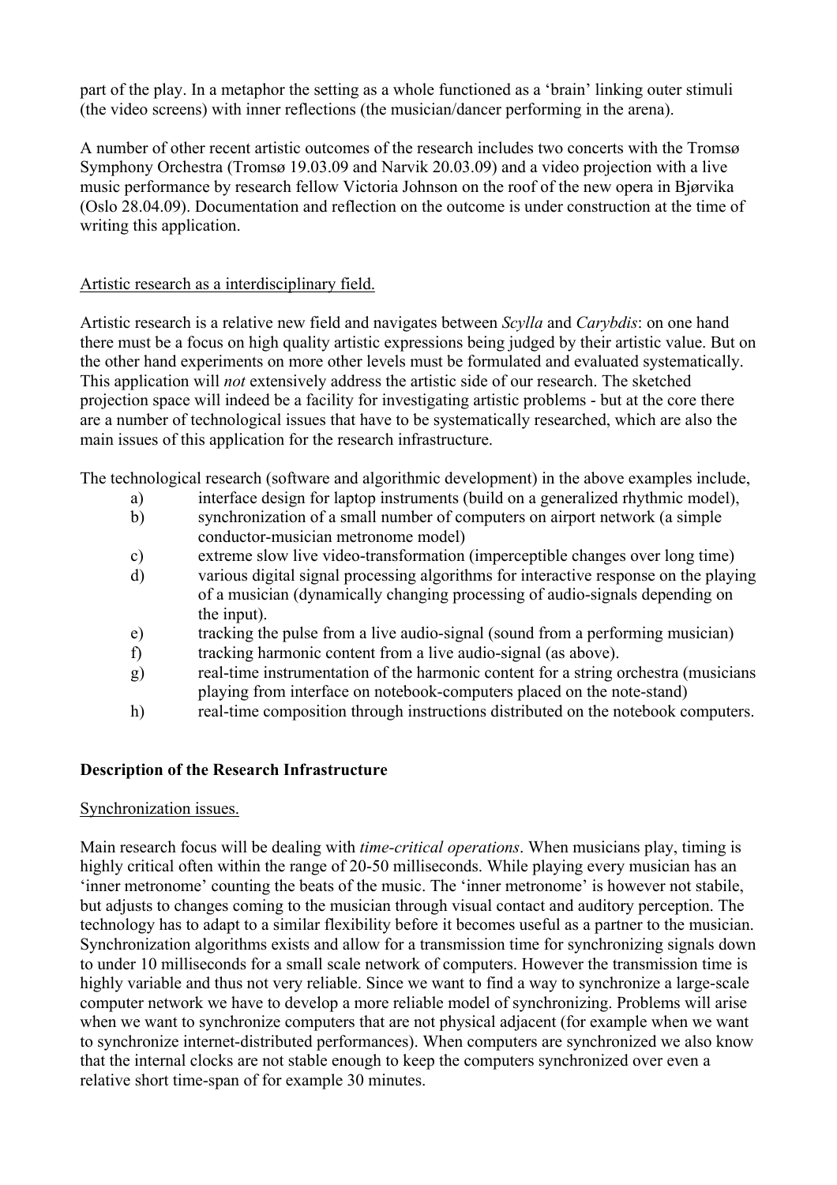part of the play. In a metaphor the setting as a whole functioned as a 'brain' linking outer stimuli (the video screens) with inner reflections (the musician/dancer performing in the arena).

A number of other recent artistic outcomes of the research includes two concerts with the Tromsø Symphony Orchestra (Tromsø 19.03.09 and Narvik 20.03.09) and a video projection with a live music performance by research fellow Victoria Johnson on the roof of the new opera in Bjørvika (Oslo 28.04.09). Documentation and reflection on the outcome is under construction at the time of writing this application.

Artistic research as a interdisciplinary field.

Artistic research is a relative new field and navigates between *Scylla* and *Carybdis*: on one hand there must be a focus on high quality artistic expressions being judged by their artistic value. But on the other hand experiments on more other levels must be formulated and evaluated systematically. This application will *not* extensively address the artistic side of our research. The sketched projection space will indeed be a facility for investigating artistic problems - but at the core there are a number of technological issues that have to be systematically researched, which are also the main issues of this application for the research infrastructure.

The technological research (software and algorithmic development) in the above examples include,

a) interface design for laptop instruments (build on a generalized rhythmic model),
b) synchronization of a small number of computers on airport network (a simple conductor-musician metronome model)
c) extreme slow live video-transformation (imperceptible changes over long time)
d) various digital signal processing algorithms for interactive response on the playing of a musician (dynamically changing processing of audio-signals depending on the input).
e) tracking the pulse from a live audio-signal (sound from a performing musician)
f) tracking harmonic content from a live audio-signal (as above).
g) real-time instrumentation of the harmonic content for a string orchestra (musicians playing from interface on notebook-computers placed on the note-stand)
h) real-time composition through instructions distributed on the notebook computers.

**Description of the Research Infrastructure**

Synchronization issues.

Main research focus will be dealing with *time-critical operations*. When musicians play, timing is highly critical often within the range of 20-50 milliseconds. While playing every musician has an 'inner metronome' counting the beats of the music. The 'inner metronome' is however not stabile, but adjusts to changes coming to the musician through visual contact and auditory perception. The technology has to adapt to a similar flexibility before it becomes useful as a partner to the musician. Synchronization algorithms exists and allow for a transmission time for synchronizing signals down to under 10 milliseconds for a small scale network of computers. However the transmission time is highly variable and thus not very reliable. Since we want to find a way to synchronize a large-scale computer network we have to develop a more reliable model of synchronizing. Problems will arise when we want to synchronize computers that are not physical adjacent (for example when we want to synchronize internet-distributed performances). When computers are synchronized we also know that the internal clocks are not stable enough to keep the computers synchronized over even a relative short time-span of for example 30 minutes.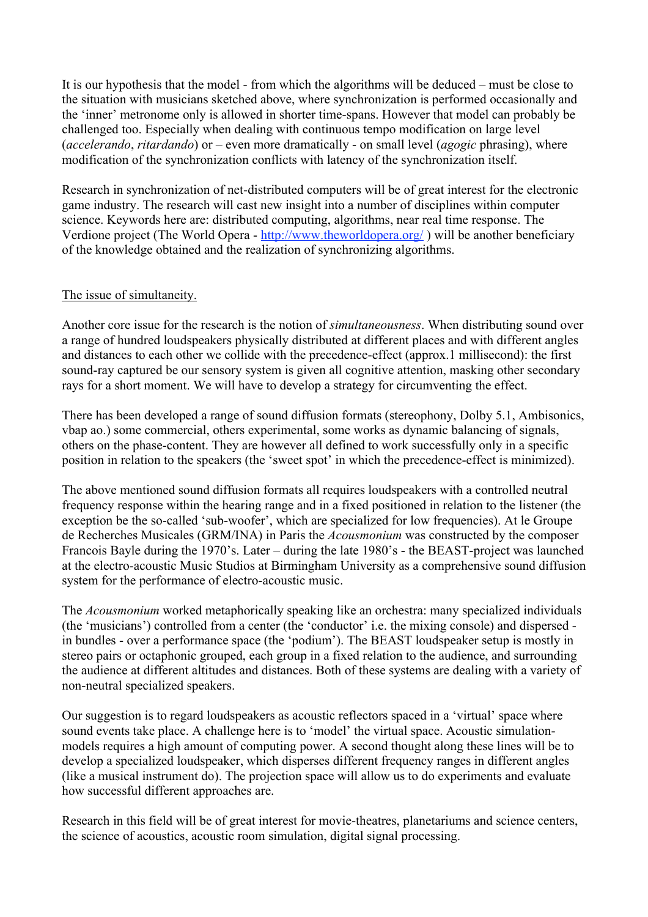It is our hypothesis that the model - from which the algorithms will be deduced – must be close to the situation with musicians sketched above, where synchronization is performed occasionally and the 'inner' metronome only is allowed in shorter time-spans. However that model can probably be challenged too. Especially when dealing with continuous tempo modification on large level (*accelerando*, *ritardando*) or – even more dramatically - on small level (*agogic* phrasing), where modification of the synchronization conflicts with latency of the synchronization itself.

Research in synchronization of net-distributed computers will be of great interest for the electronic game industry. The research will cast new insight into a number of disciplines within computer science. Keywords here are: distributed computing, algorithms, near real time response. The Verdione project (The World Opera - [http://www.theworldopera.org/](http://www.theworldopera.org/) ) will be another beneficiary of the knowledge obtained and the realization of synchronizing algorithms.

## The issue of simultaneity.

Another core issue for the research is the notion of *simultaneousness*. When distributing sound over a range of hundred loudspeakers physically distributed at different places and with different angles and distances to each other we collide with the precedence-effect (approx.1 millisecond): the first sound-ray captured be our sensory system is given all cognitive attention, masking other secondary rays for a short moment. We will have to develop a strategy for circumventing the effect.

There has been developed a range of sound diffusion formats (stereophony, Dolby 5.1, Ambisonics, vbap ao.) some commercial, others experimental, some works as dynamic balancing of signals, others on the phase-content. They are however all defined to work successfully only in a specific position in relation to the speakers (the 'sweet spot' in which the precedence-effect is minimized).

The above mentioned sound diffusion formats all requires loudspeakers with a controlled neutral frequency response within the hearing range and in a fixed positioned in relation to the listener (the exception be the so-called 'sub-woofer', which are specialized for low frequencies). At le Groupe de Recherches Musicales (GRM/INA) in Paris the *Acousmonium* was constructed by the composer Francois Bayle during the 1970's. Later – during the late 1980's - the BEAST-project was launched at the electro-acoustic Music Studios at Birmingham University as a comprehensive sound diffusion system for the performance of electro-acoustic music.

The *Acousmonium* worked metaphorically speaking like an orchestra: many specialized individuals (the 'musicians') controlled from a center (the 'conductor' i.e. the mixing console) and dispersed - in bundles - over a performance space (the 'podium'). The BEAST loudspeaker setup is mostly in stereo pairs or octaphonic grouped, each group in a fixed relation to the audience, and surrounding the audience at different altitudes and distances. Both of these systems are dealing with a variety of non-neutral specialized speakers.

Our suggestion is to regard loudspeakers as acoustic reflectors spaced in a 'virtual' space where sound events take place. A challenge here is to 'model' the virtual space. Acoustic simulation-models requires a high amount of computing power. A second thought along these lines will be to develop a specialized loudspeaker, which disperses different frequency ranges in different angles (like a musical instrument do). The projection space will allow us to do experiments and evaluate how successful different approaches are.

Research in this field will be of great interest for movie-theatres, planetariums and science centers, the science of acoustics, acoustic room simulation, digital signal processing.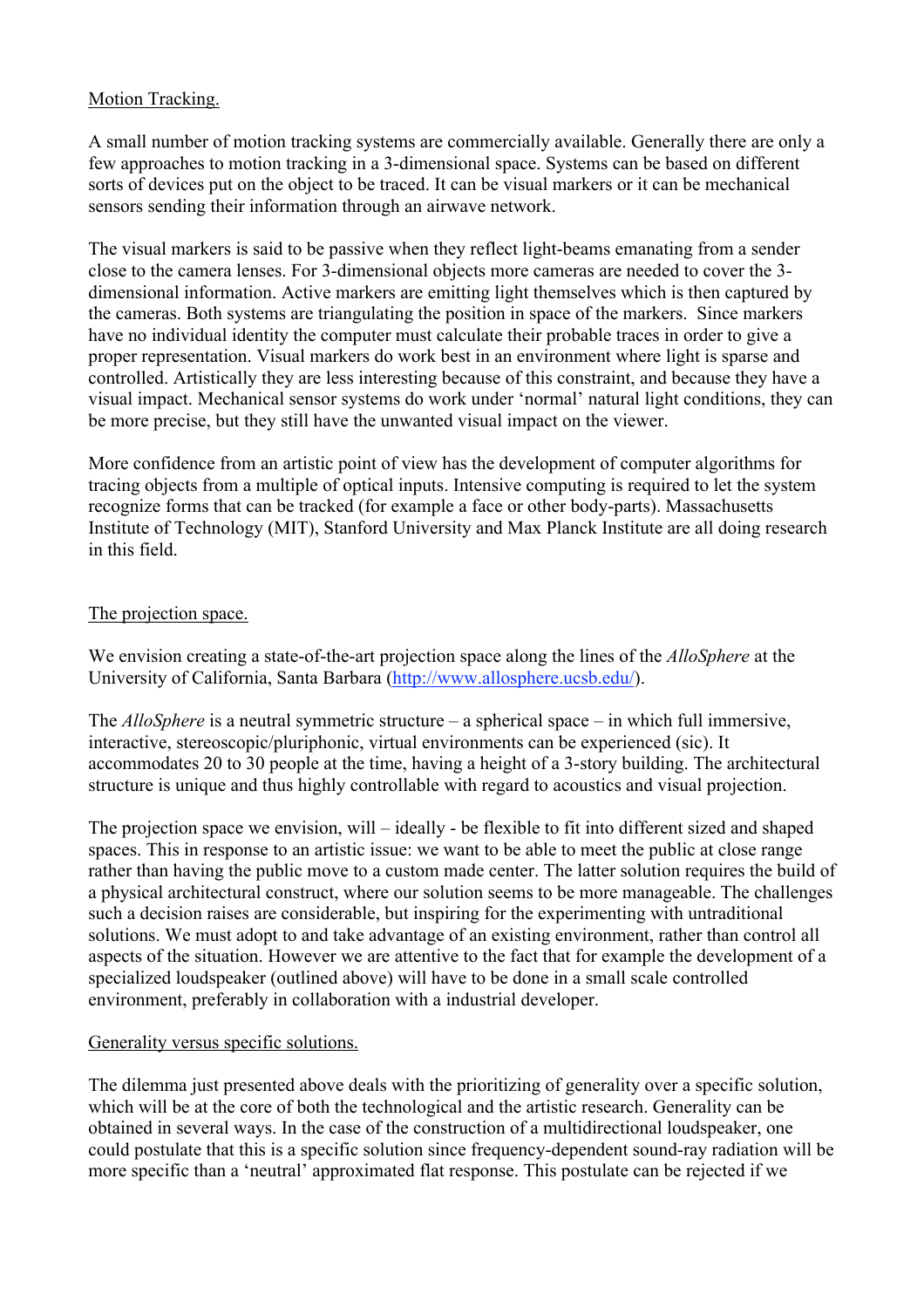Motion Tracking.

A small number of motion tracking systems are commercially available. Generally there are only a few approaches to motion tracking in a 3-dimensional space. Systems can be based on different sorts of devices put on the object to be traced. It can be visual markers or it can be mechanical sensors sending their information through an airwave network.

The visual markers is said to be passive when they reflect light-beams emanating from a sender close to the camera lenses. For 3-dimensional objects more cameras are needed to cover the 3-dimensional information. Active markers are emitting light themselves which is then captured by the cameras. Both systems are triangulating the position in space of the markers. Since markers have no individual identity the computer must calculate their probable traces in order to give a proper representation. Visual markers do work best in an environment where light is sparse and controlled. Artistically they are less interesting because of this constraint, and because they have a visual impact. Mechanical sensor systems do work under 'normal' natural light conditions, they can be more precise, but they still have the unwanted visual impact on the viewer.

More confidence from an artistic point of view has the development of computer algorithms for tracing objects from a multiple of optical inputs. Intensive computing is required to let the system recognize forms that can be tracked (for example a face or other body-parts). Massachusetts Institute of Technology (MIT), Stanford University and Max Planck Institute are all doing research in this field.

The projection space.

We envision creating a state-of-the-art projection space along the lines of the *AlloSphere* at the University of California, Santa Barbara (http://www.allosphere.ucsb.edu/).

The *AlloSphere* is a neutral symmetric structure – a spherical space – in which full immersive, interactive, stereoscopic/pluriphonic, virtual environments can be experienced (sic). It accommodates 20 to 30 people at the time, having a height of a 3-story building. The architectural structure is unique and thus highly controllable with regard to acoustics and visual projection.

The projection space we envision, will – ideally - be flexible to fit into different sized and shaped spaces. This in response to an artistic issue: we want to be able to meet the public at close range rather than having the public move to a custom made center. The latter solution requires the build of a physical architectural construct, where our solution seems to be more manageable. The challenges such a decision raises are considerable, but inspiring for the experimenting with untraditional solutions. We must adopt to and take advantage of an existing environment, rather than control all aspects of the situation. However we are attentive to the fact that for example the development of a specialized loudspeaker (outlined above) will have to be done in a small scale controlled environment, preferably in collaboration with a industrial developer.

Generality versus specific solutions.

The dilemma just presented above deals with the prioritizing of generality over a specific solution, which will be at the core of both the technological and the artistic research. Generality can be obtained in several ways. In the case of the construction of a multidirectional loudspeaker, one could postulate that this is a specific solution since frequency-dependent sound-ray radiation will be more specific than a 'neutral' approximated flat response. This postulate can be rejected if we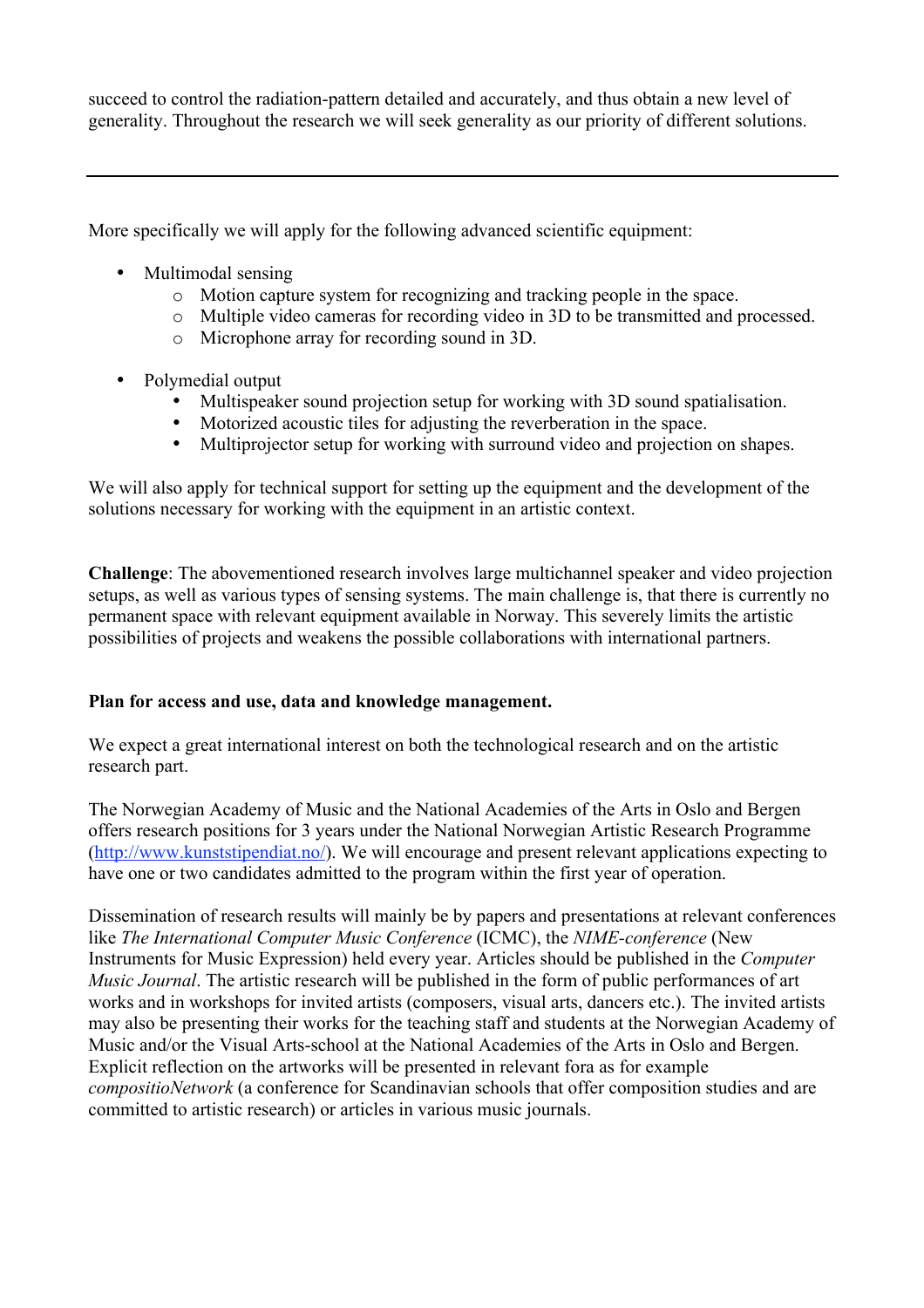succeed to control the radiation-pattern detailed and accurately, and thus obtain a new level of generality. Throughout the research we will seek generality as our priority of different solutions.

---

More specifically we will apply for the following advanced scientific equipment:

- Multimodal sensing
  - Motion capture system for recognizing and tracking people in the space.
  - Multiple video cameras for recording video in 3D to be transmitted and processed.
  - Microphone array for recording sound in 3D.

- Polymedial output
  - Multispeaker sound projection setup for working with 3D sound spatialisation.
  - Motorized acoustic tiles for adjusting the reverberation in the space.
  - Multiprojector setup for working with surround video and projection on shapes.

We will also apply for technical support for setting up the equipment and the development of the solutions necessary for working with the equipment in an artistic context.

**Challenge**: The abovementioned research involves large multichannel speaker and video projection setups, as well as various types of sensing systems. The main challenge is, that there is currently no permanent space with relevant equipment available in Norway. This severely limits the artistic possibilities of projects and weakens the possible collaborations with international partners.

**Plan for access and use, data and knowledge management.**

We expect a great international interest on both the technological research and on the artistic research part.

The Norwegian Academy of Music and the National Academies of the Arts in Oslo and Bergen offers research positions for 3 years under the National Norwegian Artistic Research Programme (http://www.kunststipendiat.no/). We will encourage and present relevant applications expecting to have one or two candidates admitted to the program within the first year of operation.

Dissemination of research results will mainly be by papers and presentations at relevant conferences like *The International Computer Music Conference* (ICMC), the *NIME-conference* (New Instruments for Music Expression) held every year. Articles should be published in the *Computer Music Journal*. The artistic research will be published in the form of public performances of art works and in workshops for invited artists (composers, visual arts, dancers etc.). The invited artists may also be presenting their works for the teaching staff and students at the Norwegian Academy of Music and/or the Visual Arts-school at the National Academies of the Arts in Oslo and Bergen. Explicit reflection on the artworks will be presented in relevant fora as for example *compositioNetwork* (a conference for Scandinavian schools that offer composition studies and are committed to artistic research) or articles in various music journals.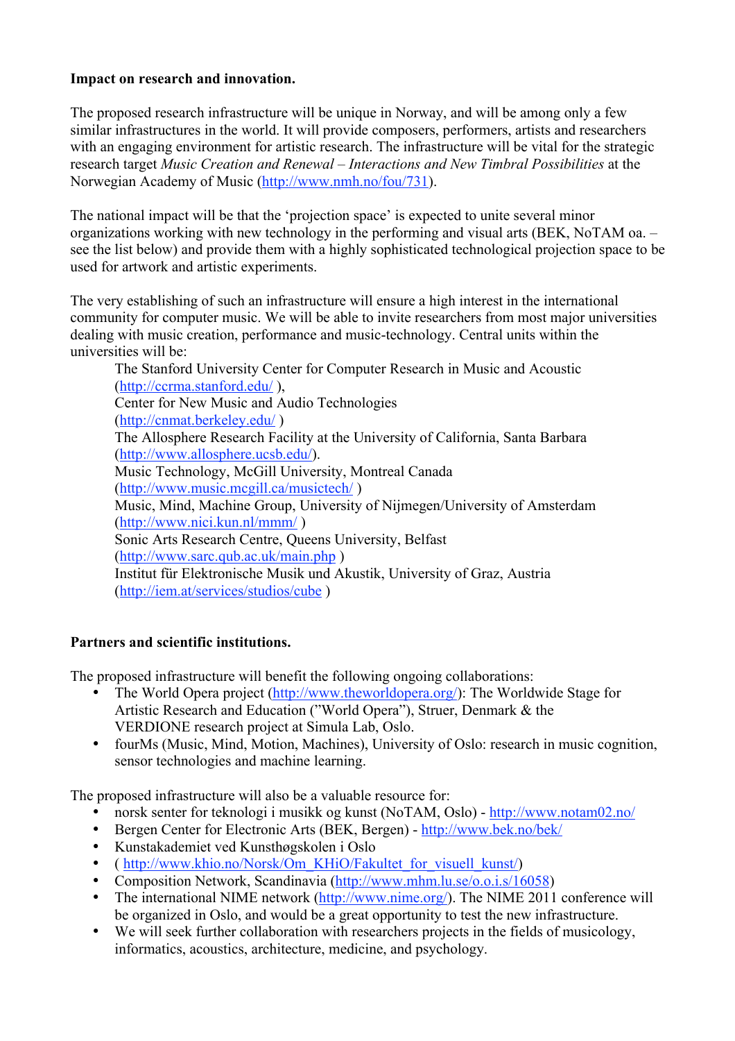**Impact on research and innovation.**

The proposed research infrastructure will be unique in Norway, and will be among only a few similar infrastructures in the world. It will provide composers, performers, artists and researchers with an engaging environment for artistic research. The infrastructure will be vital for the strategic research target *Music Creation and Renewal – Interactions and New Timbral Possibilities* at the Norwegian Academy of Music (http://www.nmh.no/fou/731).

The national impact will be that the 'projection space' is expected to unite several minor organizations working with new technology in the performing and visual arts (BEK, NoTAM oa. – see the list below) and provide them with a highly sophisticated technological projection space to be used for artwork and artistic experiments.

The very establishing of such an infrastructure will ensure a high interest in the international community for computer music. We will be able to invite researchers from most major universities dealing with music creation, performance and music-technology. Central units within the universities will be:

The Stanford University Center for Computer Research in Music and Acoustic (http://ccrma.stanford.edu/ ),
Center for New Music and Audio Technologies (http://cnmat.berkeley.edu/ )
The Allosphere Research Facility at the University of California, Santa Barbara (http://www.allosphere.ucsb.edu/).
Music Technology, McGill University, Montreal Canada (http://www.music.mcgill.ca/musictech/ )
Music, Mind, Machine Group, University of Nijmegen/University of Amsterdam (http://www.nici.kun.nl/mmm/ )
Sonic Arts Research Centre, Queens University, Belfast (http://www.sarc.qub.ac.uk/main.php )
Institut für Elektronische Musik und Akustik, University of Graz, Austria (http://iem.at/services/studios/cube )

**Partners and scientific institutions.**

The proposed infrastructure will benefit the following ongoing collaborations:

- The World Opera project (http://www.theworldopera.org/): The Worldwide Stage for Artistic Research and Education ("World Opera"), Struer, Denmark & the VERDIONE research project at Simula Lab, Oslo.
- fourMs (Music, Mind, Motion, Machines), University of Oslo: research in music cognition, sensor technologies and machine learning.

The proposed infrastructure will also be a valuable resource for:

- norsk senter for teknologi i musikk og kunst (NoTAM, Oslo) - http://www.notam02.no/
- Bergen Center for Electronic Arts (BEK, Bergen) - http://www.bek.no/bek/
- Kunstakademiet ved Kunsthøgskolen i Oslo
- ( http://www.khio.no/Norsk/Om_KHiO/Fakultet_for_visuell_kunst/)
- Composition Network, Scandinavia (http://www.mhm.lu.se/o.o.i.s/16058)
- The international NIME network (http://www.nime.org/). The NIME 2011 conference will be organized in Oslo, and would be a great opportunity to test the new infrastructure.
- We will seek further collaboration with researchers projects in the fields of musicology, informatics, acoustics, architecture, medicine, and psychology.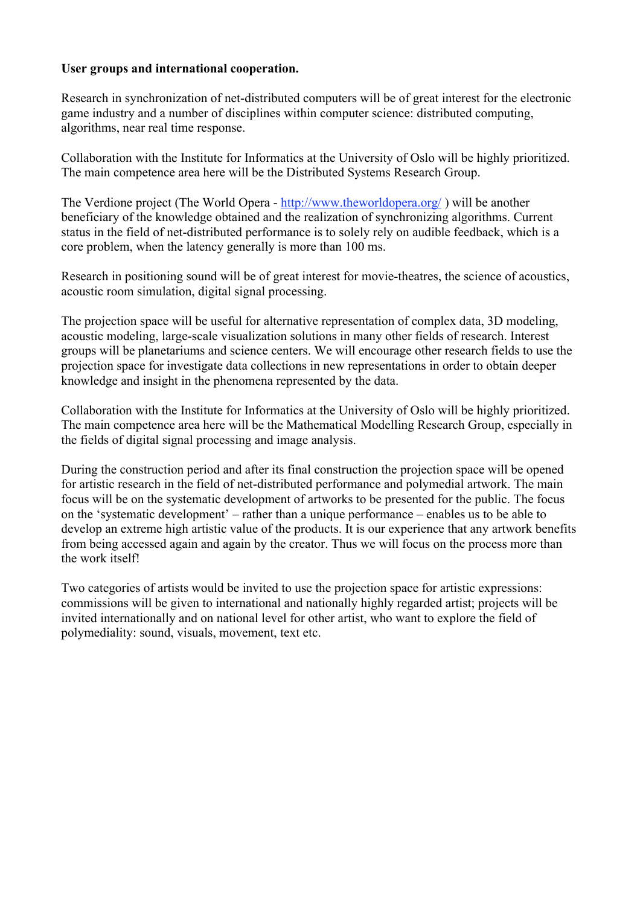**User groups and international cooperation.**

Research in synchronization of net-distributed computers will be of great interest for the electronic game industry and a number of disciplines within computer science: distributed computing, algorithms, near real time response.

Collaboration with the Institute for Informatics at the University of Oslo will be highly prioritized. The main competence area here will be the Distributed Systems Research Group.

The Verdione project (The World Opera - [http://www.theworldopera.org/](http://www.theworldopera.org/) ) will be another beneficiary of the knowledge obtained and the realization of synchronizing algorithms. Current status in the field of net-distributed performance is to solely rely on audible feedback, which is a core problem, when the latency generally is more than 100 ms.

Research in positioning sound will be of great interest for movie-theatres, the science of acoustics, acoustic room simulation, digital signal processing.

The projection space will be useful for alternative representation of complex data, 3D modeling, acoustic modeling, large-scale visualization solutions in many other fields of research. Interest groups will be planetariums and science centers. We will encourage other research fields to use the projection space for investigate data collections in new representations in order to obtain deeper knowledge and insight in the phenomena represented by the data.

Collaboration with the Institute for Informatics at the University of Oslo will be highly prioritized. The main competence area here will be the Mathematical Modelling Research Group, especially in the fields of digital signal processing and image analysis.

During the construction period and after its final construction the projection space will be opened for artistic research in the field of net-distributed performance and polymedial artwork. The main focus will be on the systematic development of artworks to be presented for the public. The focus on the 'systematic development' – rather than a unique performance – enables us to be able to develop an extreme high artistic value of the products. It is our experience that any artwork benefits from being accessed again and again by the creator. Thus we will focus on the process more than the work itself!

Two categories of artists would be invited to use the projection space for artistic expressions: commissions will be given to international and nationally highly regarded artist; projects will be invited internationally and on national level for other artist, who want to explore the field of polymediality: sound, visuals, movement, text etc.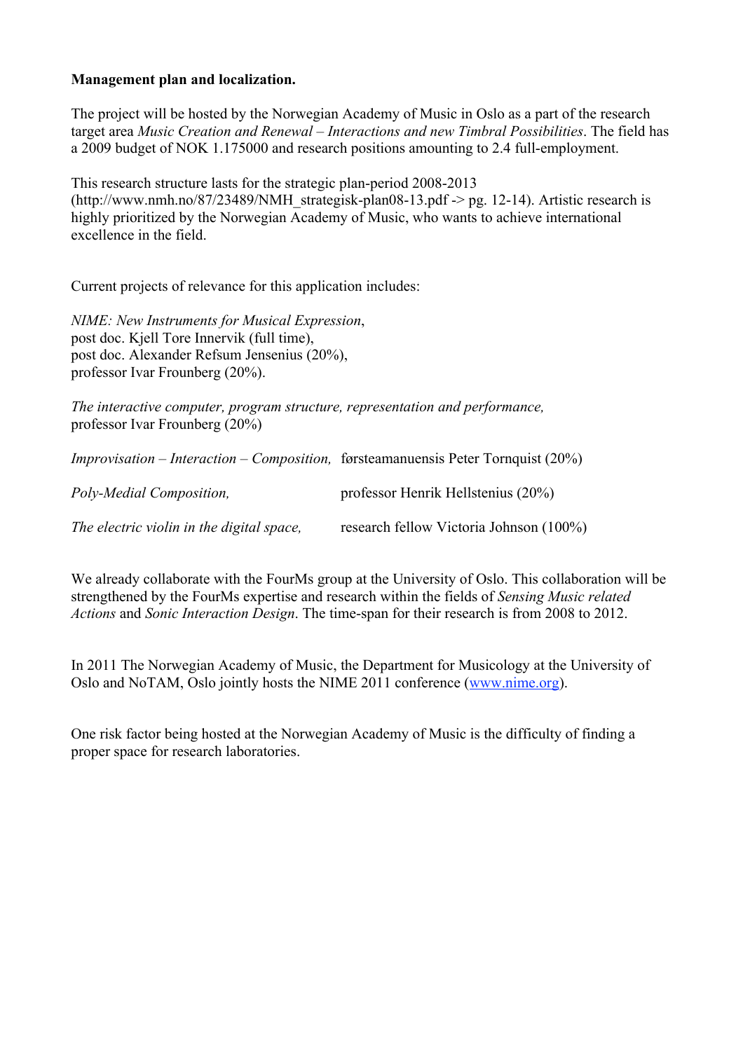**Management plan and localization.**

The project will be hosted by the Norwegian Academy of Music in Oslo as a part of the research target area *Music Creation and Renewal – Interactions and new Timbral Possibilities*. The field has a 2009 budget of NOK 1.175000 and research positions amounting to 2.4 full-employment.

This research structure lasts for the strategic plan-period 2008-2013 (http://www.nmh.no/87/23489/NMH_strategisk-plan08-13.pdf -> pg. 12-14). Artistic research is highly prioritized by the Norwegian Academy of Music, who wants to achieve international excellence in the field.

Current projects of relevance for this application includes:

*NIME: New Instruments for Musical Expression*,
post doc. Kjell Tore Innervik (full time),
post doc. Alexander Refsum Jensenius (20%),
professor Ivar Frounberg (20%).

*The interactive computer, program structure, representation and performance,*
professor Ivar Frounberg (20%)

*Improvisation – Interaction – Composition,* førsteamanuensis Peter Tornquist (20%)

*Poly-Medial Composition,* professor Henrik Hellstenius (20%)

*The electric violin in the digital space,* research fellow Victoria Johnson (100%)

We already collaborate with the FourMs group at the University of Oslo. This collaboration will be strengthened by the FourMs expertise and research within the fields of *Sensing Music related Actions* and *Sonic Interaction Design*. The time-span for their research is from 2008 to 2012.

In 2011 The Norwegian Academy of Music, the Department for Musicology at the University of Oslo and NoTAM, Oslo jointly hosts the NIME 2011 conference ([www.nime.org](http://www.nime.org)).

One risk factor being hosted at the Norwegian Academy of Music is the difficulty of finding a proper space for research laboratories.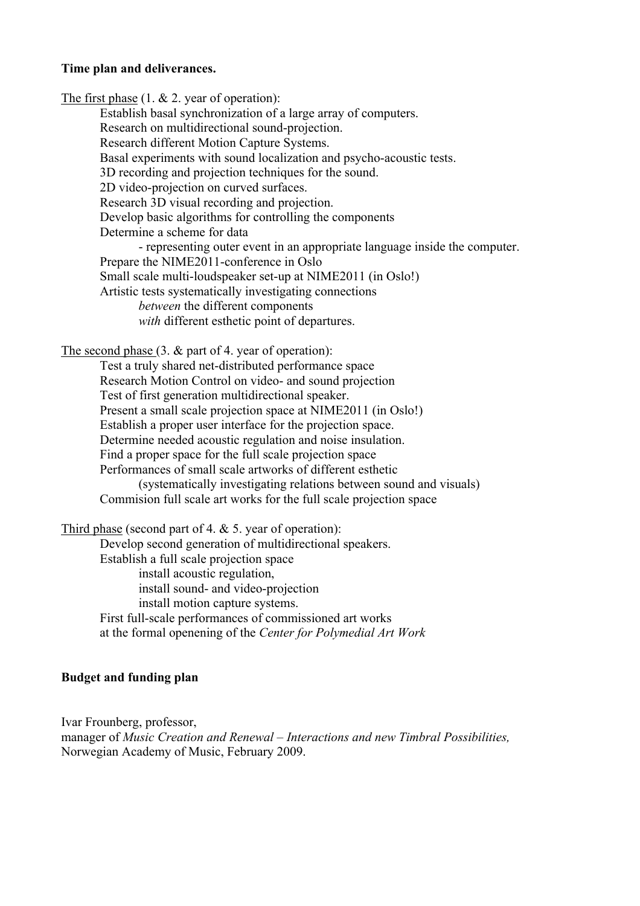**Time plan and deliverances.**

The first phase (1. & 2. year of operation):

- Establish basal synchronization of a large array of computers.
- Research on multidirectional sound-projection.
- Research different Motion Capture Systems.
- Basal experiments with sound localization and psycho-acoustic tests.
- 3D recording and projection techniques for the sound.
- 2D video-projection on curved surfaces.
- Research 3D visual recording and projection.
- Develop basic algorithms for controlling the components
- Determine a scheme for data
  - representing outer event in an appropriate language inside the computer.
- Prepare the NIME2011-conference in Oslo
- Small scale multi-loudspeaker set-up at NIME2011 (in Oslo!)
- Artistic tests systematically investigating connections
  - *between* the different components
  - *with* different esthetic point of departures.

The second phase (3. & part of 4. year of operation):

- Test a truly shared net-distributed performance space
- Research Motion Control on video- and sound projection
- Test of first generation multidirectional speaker.
- Present a small scale projection space at NIME2011 (in Oslo!)
- Establish a proper user interface for the projection space.
- Determine needed acoustic regulation and noise insulation.
- Find a proper space for the full scale projection space
- Performances of small scale artworks of different esthetic
  - (systematically investigating relations between sound and visuals)
- Commision full scale art works for the full scale projection space

Third phase (second part of 4. & 5. year of operation):

- Develop second generation of multidirectional speakers.
- Establish a full scale projection space
  - install acoustic regulation,
  - install sound- and video-projection
  - install motion capture systems.
- First full-scale performances of commissioned art works
- at the formal openening of the *Center for Polymedial Art Work*

**Budget and funding plan**

Ivar Frounberg, professor,
manager of *Music Creation and Renewal – Interactions and new Timbral Possibilities,*
Norwegian Academy of Music, February 2009.